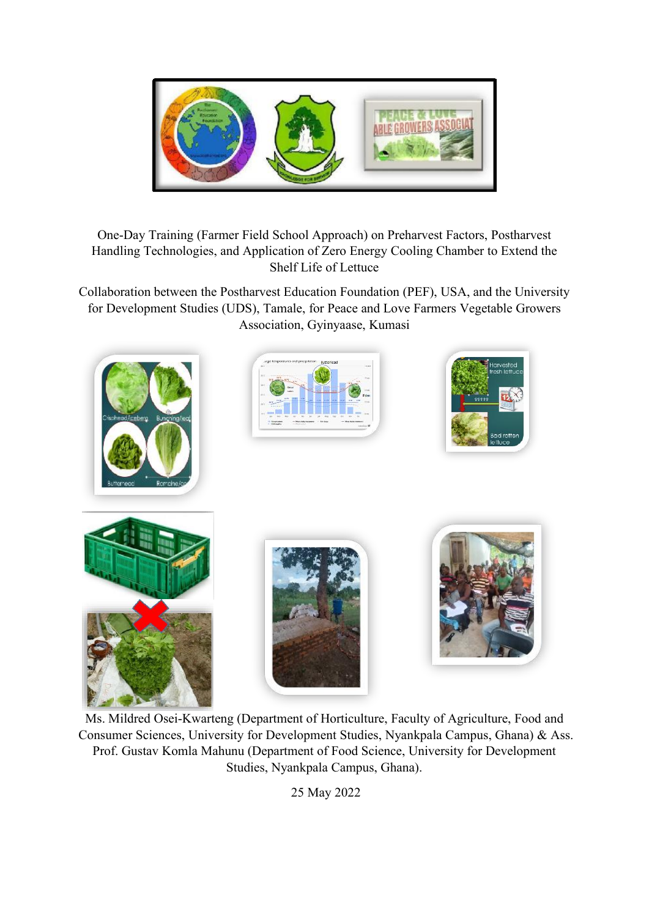One-Day Training (Farmer Field School Approach) on Preharvest Factors, Postharvest Handling Technologies, and Application of Zero Energy Cooling Chamber to Extend the Shelf Life of Lettuce

Collaboration between the Postharvest Education Foundation (PEF), USA, and the University for Development Studies (UDS), Tamale, for Peace and Love Farmers Vegetable Growers Association, Gyinyaase, Kumasi

Ms. Mildred Osei-Kwarteng (Department of Horticulture, Faculty of Agriculture, Food and Consumer Sciences, University for Development Studies, Nyankpala Campus, Ghana) & Ass. Prof. Gustav Komla Mahunu (Department of Food Science, University for Development Studies, Nyankpala Campus, Ghana).

25 May 2022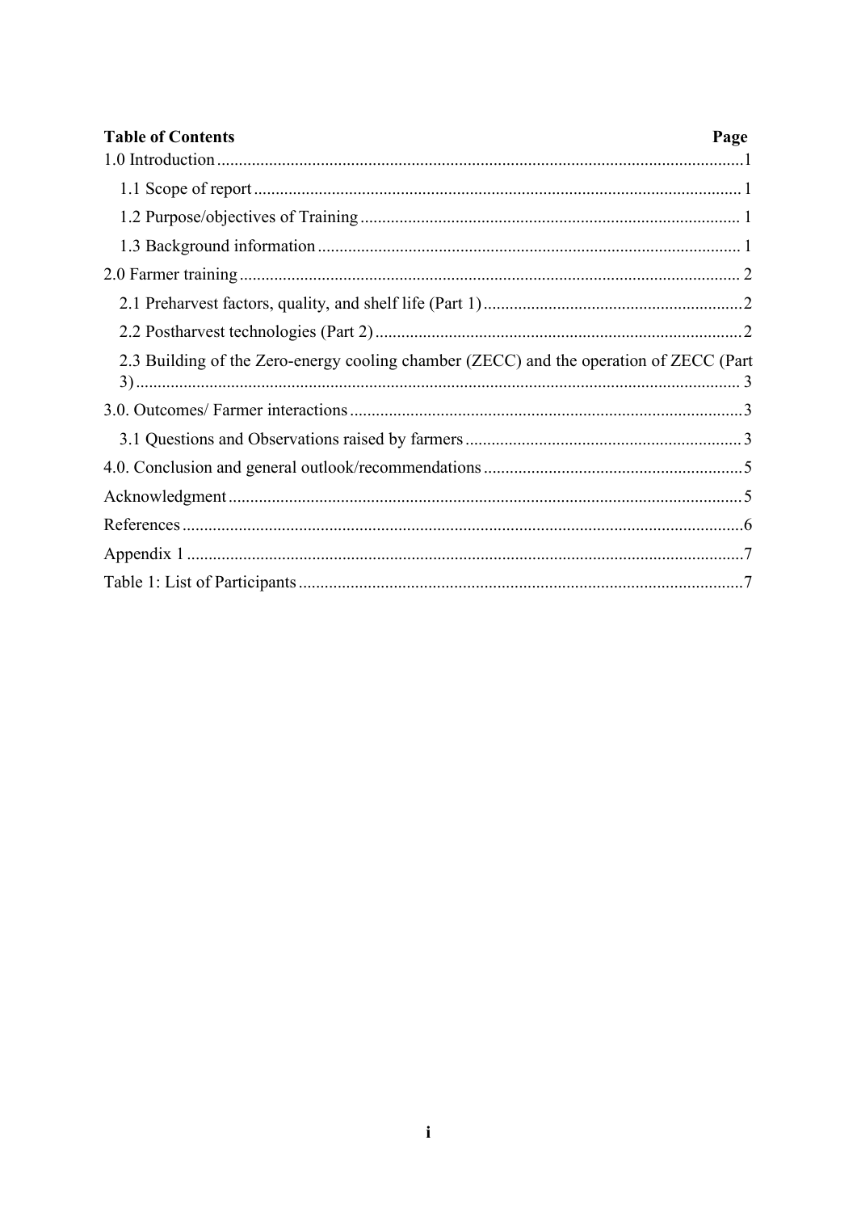**Table of Contents** **Page**

1.0 Introduction ........ 1

- 1.1 Scope of report ........ 1
- 1.2 Purpose/objectives of Training ........ 1
- 1.3 Background information ........ 1

2.0 Farmer training ........ 2

- 2.1 Preharvest factors, quality, and shelf life (Part 1) ........ 2
- 2.2 Postharvest technologies (Part 2) ........ 2
- 2.3 Building of the Zero-energy cooling chamber (ZECC) and the operation of ZECC (Part 3) ........ 3

3.0. Outcomes/ Farmer interactions ........ 3

- 3.1 Questions and Observations raised by farmers ........ 3

4.0. Conclusion and general outlook/recommendations ........ 5

Acknowledgment ........ 5

References ........ 6

Appendix 1 ........ 7

Table 1: List of Participants ........ 7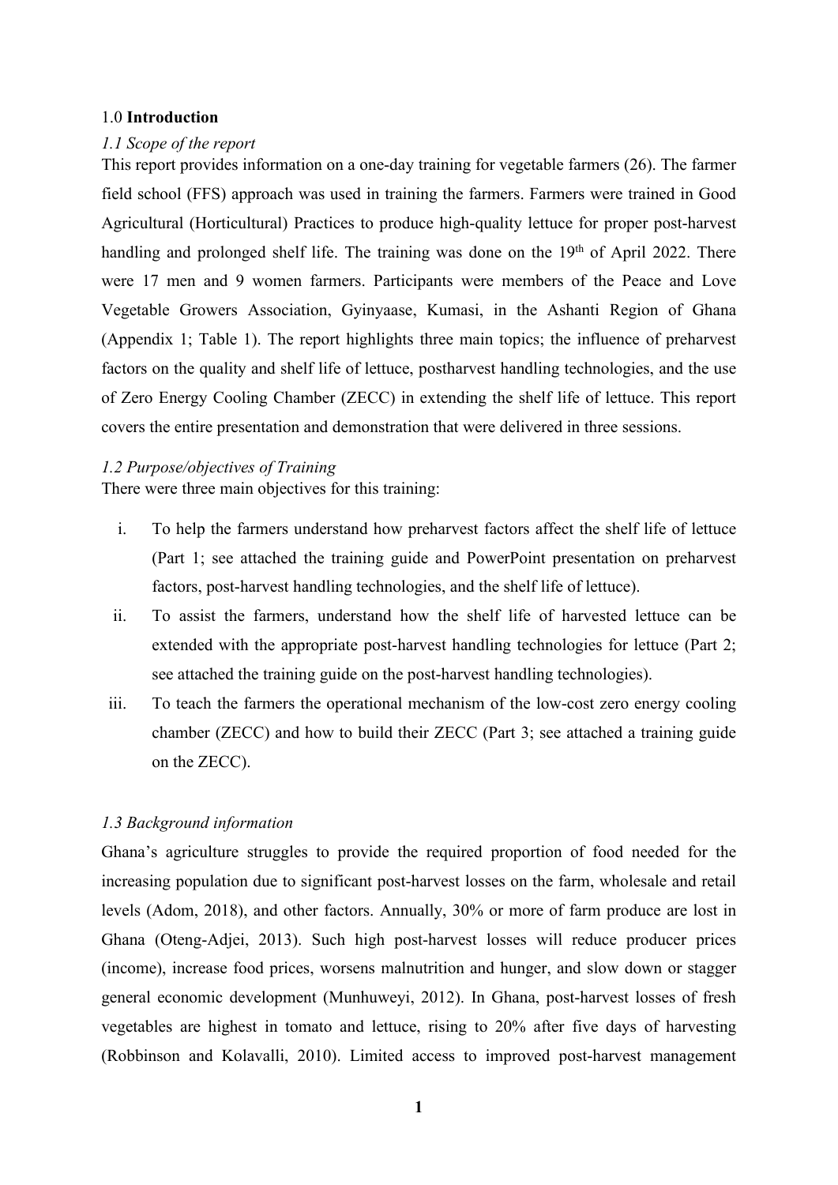## 1.0 **Introduction**

### *1.1 Scope of the report*

This report provides information on a one-day training for vegetable farmers (26). The farmer field school (FFS) approach was used in training the farmers. Farmers were trained in Good Agricultural (Horticultural) Practices to produce high-quality lettuce for proper post-harvest handling and prolonged shelf life. The training was done on the 19th of April 2022. There were 17 men and 9 women farmers. Participants were members of the Peace and Love Vegetable Growers Association, Gyinyaase, Kumasi, in the Ashanti Region of Ghana (Appendix 1; Table 1). The report highlights three main topics; the influence of preharvest factors on the quality and shelf life of lettuce, postharvest handling technologies, and the use of Zero Energy Cooling Chamber (ZECC) in extending the shelf life of lettuce. This report covers the entire presentation and demonstration that were delivered in three sessions.

### *1.2 Purpose/objectives of Training*

There were three main objectives for this training:

i. To help the farmers understand how preharvest factors affect the shelf life of lettuce (Part 1; see attached the training guide and PowerPoint presentation on preharvest factors, post-harvest handling technologies, and the shelf life of lettuce).

ii. To assist the farmers, understand how the shelf life of harvested lettuce can be extended with the appropriate post-harvest handling technologies for lettuce (Part 2; see attached the training guide on the post-harvest handling technologies).

iii. To teach the farmers the operational mechanism of the low-cost zero energy cooling chamber (ZECC) and how to build their ZECC (Part 3; see attached a training guide on the ZECC).

### *1.3 Background information*

Ghana's agriculture struggles to provide the required proportion of food needed for the increasing population due to significant post-harvest losses on the farm, wholesale and retail levels (Adom, 2018), and other factors. Annually, 30% or more of farm produce are lost in Ghana (Oteng-Adjei, 2013). Such high post-harvest losses will reduce producer prices (income), increase food prices, worsens malnutrition and hunger, and slow down or stagger general economic development (Munhuweyi, 2012). In Ghana, post-harvest losses of fresh vegetables are highest in tomato and lettuce, rising to 20% after five days of harvesting (Robbinson and Kolavalli, 2010). Limited access to improved post-harvest management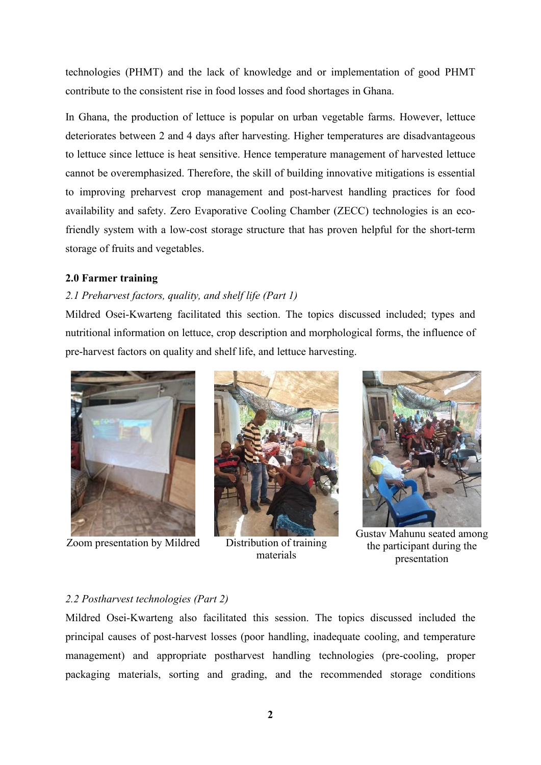technologies (PHMT) and the lack of knowledge and or implementation of good PHMT contribute to the consistent rise in food losses and food shortages in Ghana.

In Ghana, the production of lettuce is popular on urban vegetable farms. However, lettuce deteriorates between 2 and 4 days after harvesting. Higher temperatures are disadvantageous to lettuce since lettuce is heat sensitive. Hence temperature management of harvested lettuce cannot be overemphasized. Therefore, the skill of building innovative mitigations is essential to improving preharvest crop management and post-harvest handling practices for food availability and safety. Zero Evaporative Cooling Chamber (ZECC) technologies is an eco-friendly system with a low-cost storage structure that has proven helpful for the short-term storage of fruits and vegetables.

## 2.0 Farmer training

### *2.1 Preharvest factors, quality, and shelf life (Part 1)*

Mildred Osei-Kwarteng facilitated this section. The topics discussed included; types and nutritional information on lettuce, crop description and morphological forms, the influence of pre-harvest factors on quality and shelf life, and lettuce harvesting.

Zoom presentation by Mildred

Distribution of training materials

Gustav Mahunu seated among the participant during the presentation

### *2.2 Postharvest technologies (Part 2)*

Mildred Osei-Kwarteng also facilitated this session. The topics discussed included the principal causes of post-harvest losses (poor handling, inadequate cooling, and temperature management) and appropriate postharvest handling technologies (pre-cooling, proper packaging materials, sorting and grading, and the recommended storage conditions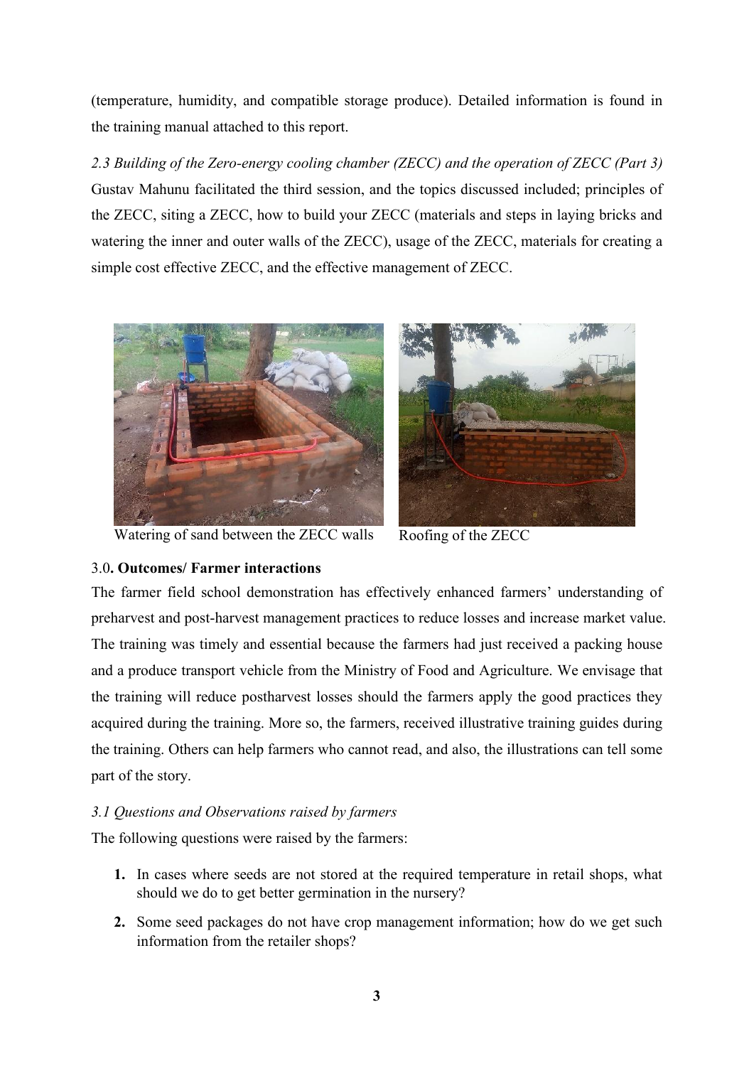(temperature, humidity, and compatible storage produce). Detailed information is found in the training manual attached to this report.

*2.3 Building of the Zero-energy cooling chamber (ZECC) and the operation of ZECC (Part 3)*

Gustav Mahunu facilitated the third session, and the topics discussed included; principles of the ZECC, siting a ZECC, how to build your ZECC (materials and steps in laying bricks and watering the inner and outer walls of the ZECC), usage of the ZECC, materials for creating a simple cost effective ZECC, and the effective management of ZECC.

Watering of sand between the ZECC walls

Roofing of the ZECC

### 3.0. **Outcomes/ Farmer interactions**

The farmer field school demonstration has effectively enhanced farmers' understanding of preharvest and post-harvest management practices to reduce losses and increase market value. The training was timely and essential because the farmers had just received a packing house and a produce transport vehicle from the Ministry of Food and Agriculture. We envisage that the training will reduce postharvest losses should the farmers apply the good practices they acquired during the training. More so, the farmers, received illustrative training guides during the training. Others can help farmers who cannot read, and also, the illustrations can tell some part of the story.

*3.1 Questions and Observations raised by farmers*

The following questions were raised by the farmers:

1. In cases where seeds are not stored at the required temperature in retail shops, what should we do to get better germination in the nursery?
2. Some seed packages do not have crop management information; how do we get such information from the retailer shops?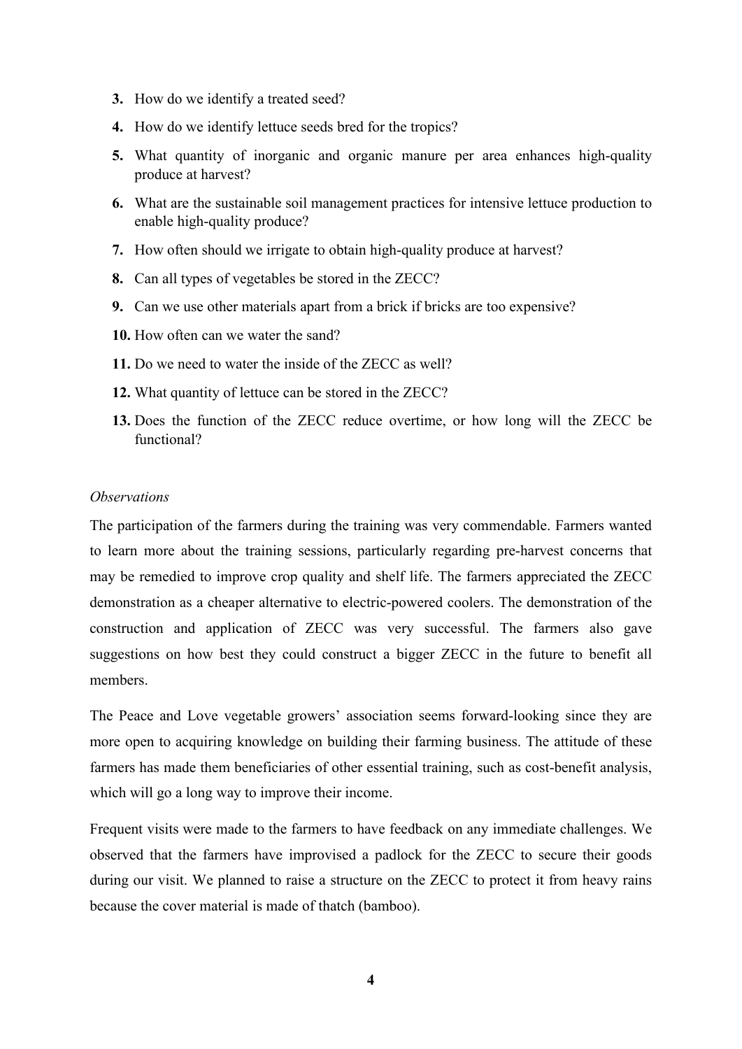3. How do we identify a treated seed?
4. How do we identify lettuce seeds bred for the tropics?
5. What quantity of inorganic and organic manure per area enhances high-quality produce at harvest?
6. What are the sustainable soil management practices for intensive lettuce production to enable high-quality produce?
7. How often should we irrigate to obtain high-quality produce at harvest?
8. Can all types of vegetables be stored in the ZECC?
9. Can we use other materials apart from a brick if bricks are too expensive?
10. How often can we water the sand?
11. Do we need to water the inside of the ZECC as well?
12. What quantity of lettuce can be stored in the ZECC?
13. Does the function of the ZECC reduce overtime, or how long will the ZECC be functional?

*Observations*

The participation of the farmers during the training was very commendable. Farmers wanted to learn more about the training sessions, particularly regarding pre-harvest concerns that may be remedied to improve crop quality and shelf life. The farmers appreciated the ZECC demonstration as a cheaper alternative to electric-powered coolers. The demonstration of the construction and application of ZECC was very successful. The farmers also gave suggestions on how best they could construct a bigger ZECC in the future to benefit all members.

The Peace and Love vegetable growers' association seems forward-looking since they are more open to acquiring knowledge on building their farming business. The attitude of these farmers has made them beneficiaries of other essential training, such as cost-benefit analysis, which will go a long way to improve their income.

Frequent visits were made to the farmers to have feedback on any immediate challenges. We observed that the farmers have improvised a padlock for the ZECC to secure their goods during our visit. We planned to raise a structure on the ZECC to protect it from heavy rains because the cover material is made of thatch (bamboo).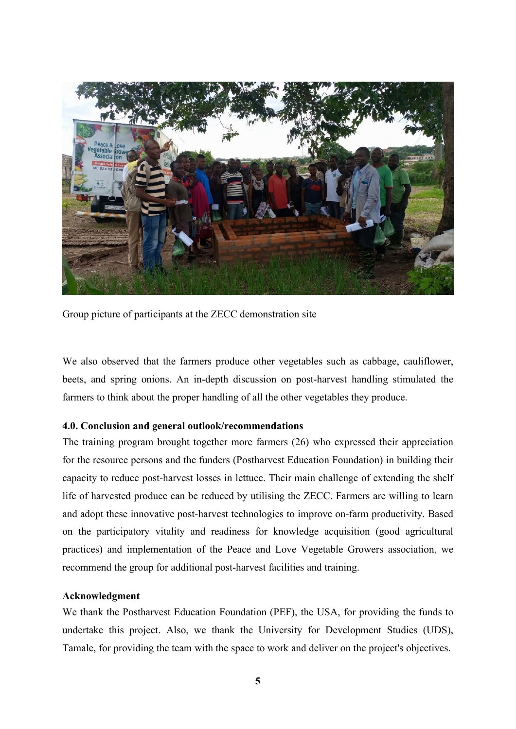Group picture of participants at the ZECC demonstration site

We also observed that the farmers produce other vegetables such as cabbage, cauliflower, beets, and spring onions. An in-depth discussion on post-harvest handling stimulated the farmers to think about the proper handling of all the other vegetables they produce.

### 4.0. Conclusion and general outlook/recommendations

The training program brought together more farmers (26) who expressed their appreciation for the resource persons and the funders (Postharvest Education Foundation) in building their capacity to reduce post-harvest losses in lettuce. Their main challenge of extending the shelf life of harvested produce can be reduced by utilising the ZECC. Farmers are willing to learn and adopt these innovative post-harvest technologies to improve on-farm productivity. Based on the participatory vitality and readiness for knowledge acquisition (good agricultural practices) and implementation of the Peace and Love Vegetable Growers association, we recommend the group for additional post-harvest facilities and training.

### Acknowledgment

We thank the Postharvest Education Foundation (PEF), the USA, for providing the funds to undertake this project. Also, we thank the University for Development Studies (UDS), Tamale, for providing the team with the space to work and deliver on the project's objectives.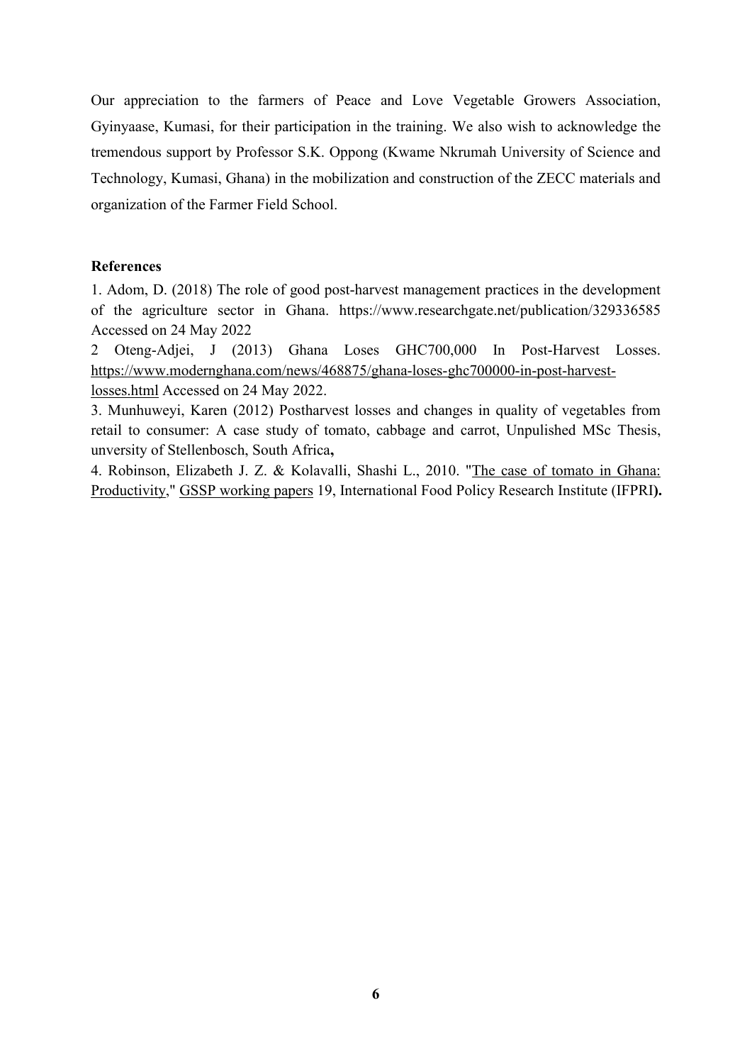Our appreciation to the farmers of Peace and Love Vegetable Growers Association, Gyinyaase, Kumasi, for their participation in the training. We also wish to acknowledge the tremendous support by Professor S.K. Oppong (Kwame Nkrumah University of Science and Technology, Kumasi, Ghana) in the mobilization and construction of the ZECC materials and organization of the Farmer Field School.

**References**

1. Adom, D. (2018) The role of good post-harvest management practices in the development of the agriculture sector in Ghana. https://www.researchgate.net/publication/329336585 Accessed on 24 May 2022

2 Oteng-Adjei, J (2013) Ghana Loses GHC700,000 In Post-Harvest Losses. https://www.modernghana.com/news/468875/ghana-loses-ghc700000-in-post-harvest-losses.html Accessed on 24 May 2022.

3. Munhuweyi, Karen (2012) Postharvest losses and changes in quality of vegetables from retail to consumer: A case study of tomato, cabbage and carrot, Unpulished MSc Thesis, unversity of Stellenbosch, South Africa**,**

4. Robinson, Elizabeth J. Z. & Kolavalli, Shashi L., 2010. "The case of tomato in Ghana: Productivity," GSSP working papers 19, International Food Policy Research Institute (IFPRI**).**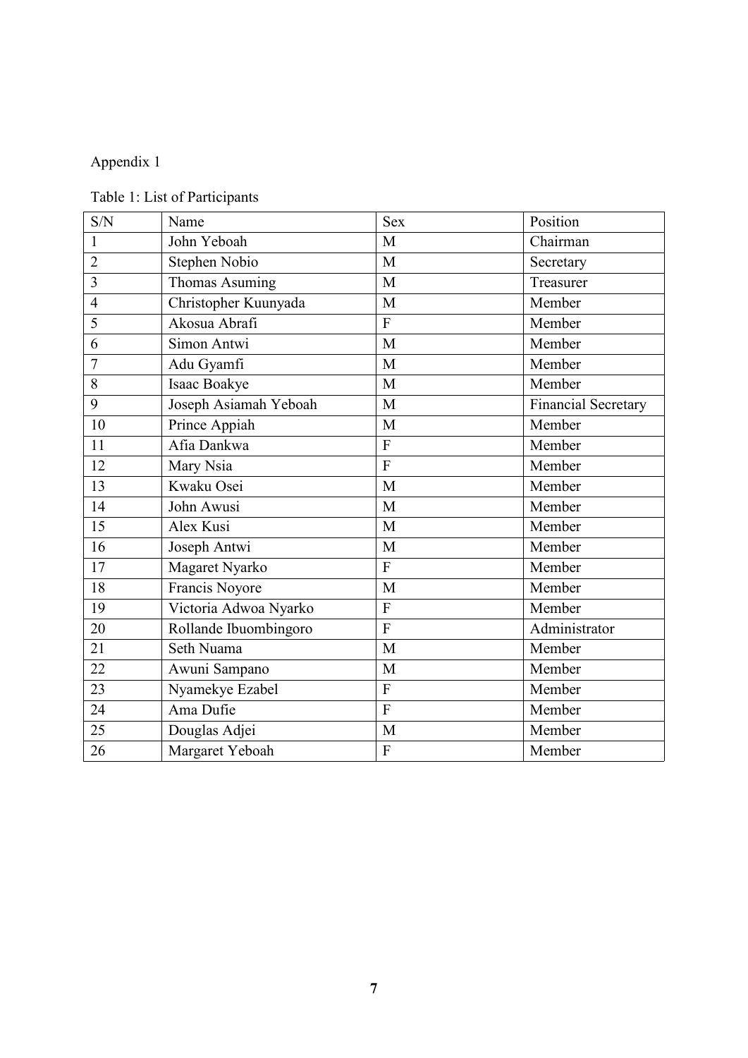Appendix 1

Table 1: List of Participants

| S/N | Name | Sex | Position |
|---|---|---|---|
| 1 | John Yeboah | M | Chairman |
| 2 | Stephen Nobio | M | Secretary |
| 3 | Thomas Asuming | M | Treasurer |
| 4 | Christopher Kuunyada | M | Member |
| 5 | Akosua Abrafi | F | Member |
| 6 | Simon Antwi | M | Member |
| 7 | Adu Gyamfi | M | Member |
| 8 | Isaac Boakye | M | Member |
| 9 | Joseph Asiamah Yeboah | M | Financial Secretary |
| 10 | Prince Appiah | M | Member |
| 11 | Afia Dankwa | F | Member |
| 12 | Mary Nsia | F | Member |
| 13 | Kwaku Osei | M | Member |
| 14 | John Awusi | M | Member |
| 15 | Alex Kusi | M | Member |
| 16 | Joseph Antwi | M | Member |
| 17 | Magaret Nyarko | F | Member |
| 18 | Francis Noyore | M | Member |
| 19 | Victoria Adwoa Nyarko | F | Member |
| 20 | Rollande Ibuombingoro | F | Administrator |
| 21 | Seth Nuama | M | Member |
| 22 | Awuni Sampano | M | Member |
| 23 | Nyamekye Ezabel | F | Member |
| 24 | Ama Dufie | F | Member |
| 25 | Douglas Adjei | M | Member |
| 26 | Margaret Yeboah | F | Member |